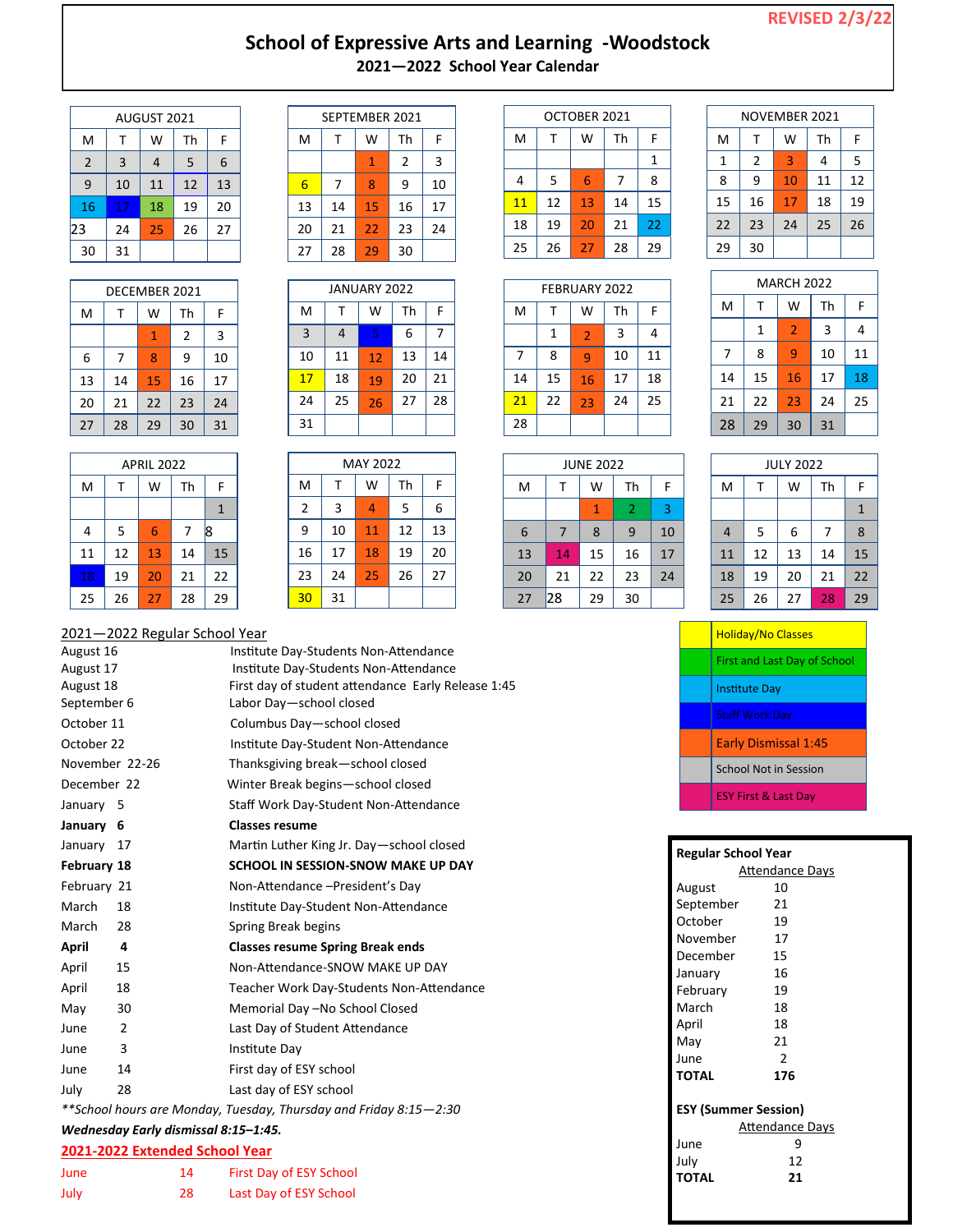REVISED 2/3/22

# School of Expressive Arts and Learning -Woodstock

## 2021—2022 School Year Calendar

**AUGUST 2021**

| M | T | W | Th | F |
|---|---|---|---|---|
| 2 | 3 | 4 | 5 | 6 |
| 9 | 10 | 11 | 12 | 13 |
| 16 | 17 | 18 | 19 | 20 |
| 23 | 24 | 25 | 26 | 27 |
| 30 | 31 | | | |

**SEPTEMBER 2021**

| M | T | W | Th | F |
|---|---|---|---|---|
| | | 1 | 2 | 3 |
| 6 | 7 | 8 | 9 | 10 |
| 13 | 14 | 15 | 16 | 17 |
| 20 | 21 | 22 | 23 | 24 |
| 27 | 28 | 29 | 30 | |

**OCTOBER 2021**

| M | T | W | Th | F |
|---|---|---|---|---|
| | | | | 1 |
| 4 | 5 | 6 | 7 | 8 |
| 11 | 12 | 13 | 14 | 15 |
| 18 | 19 | 20 | 21 | 22 |
| 25 | 26 | 27 | 28 | 29 |

**NOVEMBER 2021**

| M | T | W | Th | F |
|---|---|---|---|---|
| 1 | 2 | 3 | 4 | 5 |
| 8 | 9 | 10 | 11 | 12 |
| 15 | 16 | 17 | 18 | 19 |
| 22 | 23 | 24 | 25 | 26 |
| 29 | 30 | | | |

**DECEMBER 2021**

| M | T | W | Th | F |
|---|---|---|---|---|
| | | 1 | 2 | 3 |
| 6 | 7 | 8 | 9 | 10 |
| 13 | 14 | 15 | 16 | 17 |
| 20 | 21 | 22 | 23 | 24 |
| 27 | 28 | 29 | 30 | 31 |

**JANUARY 2022**

| M | T | W | Th | F |
|---|---|---|---|---|
| 3 | 4 | 5 | 6 | 7 |
| 10 | 11 | 12 | 13 | 14 |
| 17 | 18 | 19 | 20 | 21 |
| 24 | 25 | 26 | 27 | 28 |
| 31 | | | | |

**FEBRUARY 2022**

| M | T | W | Th | F |
|---|---|---|---|---|
| | 1 | 2 | 3 | 4 |
| 7 | 8 | 9 | 10 | 11 |
| 14 | 15 | 16 | 17 | 18 |
| 21 | 22 | 23 | 24 | 25 |
| 28 | | | | |

**MARCH 2022**

| M | T | W | Th | F |
|---|---|---|---|---|
| | 1 | 2 | 3 | 4 |
| 7 | 8 | 9 | 10 | 11 |
| 14 | 15 | 16 | 17 | 18 |
| 21 | 22 | 23 | 24 | 25 |
| 28 | 29 | 30 | 31 | |

**APRIL 2022**

| M | T | W | Th | F |
|---|---|---|---|---|
| | | | | 1 |
| 4 | 5 | 6 | 7 | 8 |
| 11 | 12 | 13 | 14 | 15 |
| 18 | 19 | 20 | 21 | 22 |
| 25 | 26 | 27 | 28 | 29 |

**MAY 2022**

| M | T | W | Th | F |
|---|---|---|---|---|
| 2 | 3 | 4 | 5 | 6 |
| 9 | 10 | 11 | 12 | 13 |
| 16 | 17 | 18 | 19 | 20 |
| 23 | 24 | 25 | 26 | 27 |
| 30 | 31 | | | |

**JUNE 2022**

| M | T | W | Th | F |
|---|---|---|---|---|
| | | 1 | 2 | 3 |
| 6 | 7 | 8 | 9 | 10 |
| 13 | 14 | 15 | 16 | 17 |
| 20 | 21 | 22 | 23 | 24 |
| 27 | 28 | 29 | 30 | |

**JULY 2022**

| M | T | W | Th | F |
|---|---|---|---|---|
| | | | | 1 |
| 4 | 5 | 6 | 7 | 8 |
| 11 | 12 | 13 | 14 | 15 |
| 18 | 19 | 20 | 21 | 22 |
| 25 | 26 | 27 | 28 | 29 |

**Legend**

- Holiday/No Classes
- First and Last Day of School
- Institute Day
- Staff Work Day
- Early Dismissal 1:45
- School Not in Session
- ESY First & Last Day

## 2021—2022 Regular School Year

| | |
|---|---|
| August 16 | Institute Day-Students Non-Attendance |
| August 17 | Institute Day-Students Non-Attendance |
| August 18 | First day of student attendance Early Release 1:45 |
| September 6 | Labor Day—school closed |
| October 11 | Columbus Day—school closed |
| October 22 | Institute Day-Student Non-Attendance |
| November 22-26 | Thanksgiving break—school closed |
| December 22 | Winter Break begins—school closed |
| January 5 | Staff Work Day-Student Non-Attendance |
| **January 6** | **Classes resume** |
| January 17 | Martin Luther King Jr. Day—school closed |
| **February 18** | **SCHOOL IN SESSION-SNOW MAKE UP DAY** |
| February 21 | Non-Attendance –President's Day |
| March 18 | Institute Day-Student Non-Attendance |
| March 28 | Spring Break begins |
| **April 4** | **Classes resume Spring Break ends** |
| April 15 | Non-Attendance-SNOW MAKE UP DAY |
| April 18 | Teacher Work Day-Students Non-Attendance |
| May 30 | Memorial Day –No School Closed |
| June 2 | Last Day of Student Attendance |
| June 3 | Institute Day |
| June 14 | First day of ESY school |
| July 28 | Last day of ESY school |

*\*\*School hours are Monday, Tuesday, Thursday and Friday 8:15—2:30*

***Wednesday Early dismissal 8:15–1:45.***

## 2021-2022 Extended School Year

| | | |
|---|---|---|
| June | 14 | First Day of ESY School |
| July | 28 | Last Day of ESY School |

**Regular School Year**

| | Attendance Days |
|---|---|
| August | 10 |
| September | 21 |
| October | 19 |
| November | 17 |
| December | 15 |
| January | 16 |
| February | 19 |
| March | 18 |
| April | 18 |
| May | 21 |
| June | 2 |
| **TOTAL** | **176** |

**ESY (Summer Session)**

| | Attendance Days |
|---|---|
| June | 9 |
| July | 12 |
| **TOTAL** | **21** |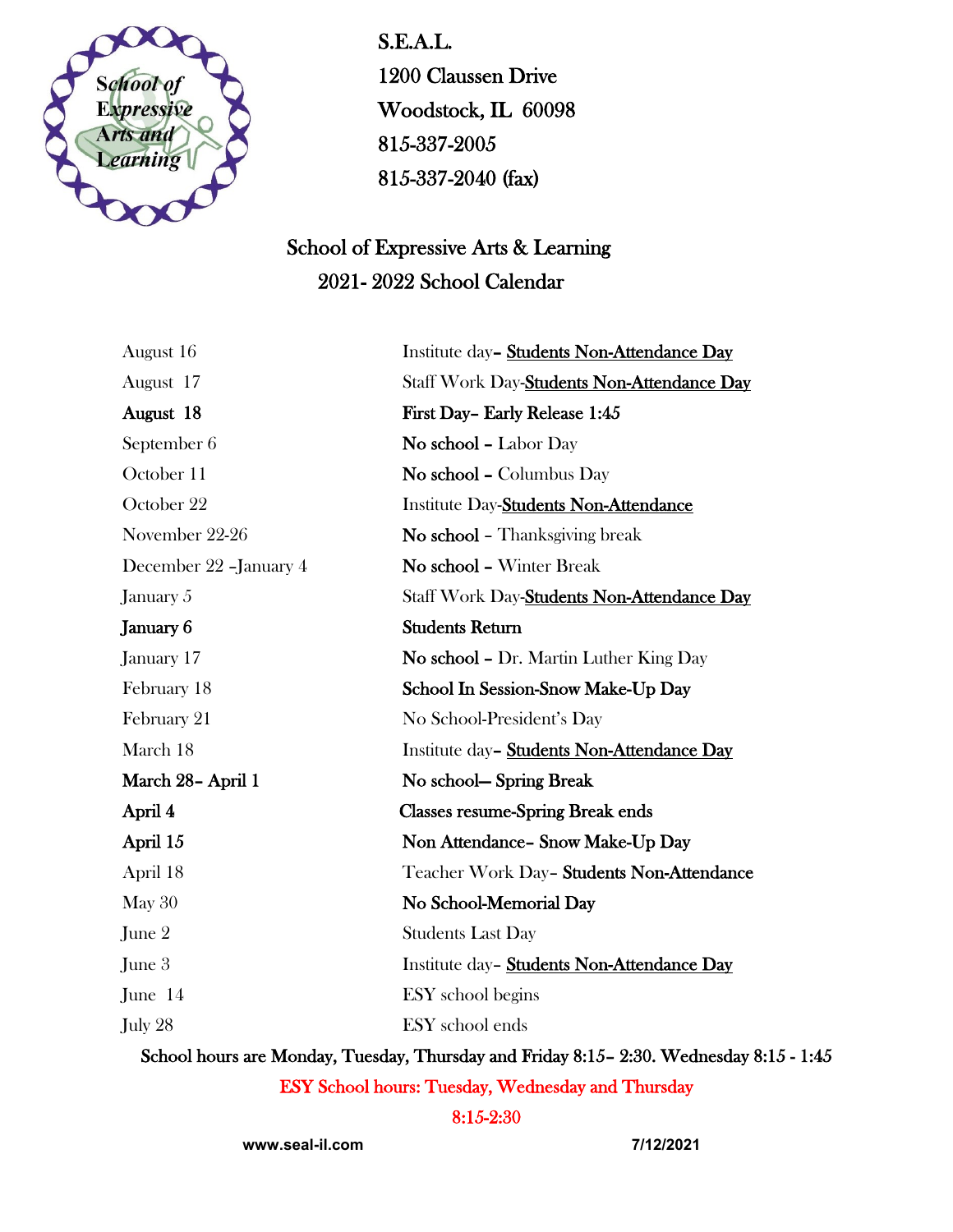**S.E.A.L.**
1200 Claussen Drive
Woodstock, IL 60098
815-337-2005
815-337-2040 (fax)

## School of Expressive Arts & Learning
## 2021- 2022 School Calendar

| | |
|---|---|
| August 16 | Institute day**– Students Non-Attendance Day** |
| August 17 | Staff Work Day-**Students Non-Attendance Day** |
| **August 18** | **First Day– Early Release 1:45** |
| September 6 | **No school –** Labor Day |
| October 11 | **No school –** Columbus Day |
| October 22 | Institute Day-**Students Non-Attendance** |
| November 22-26 | **No school** – Thanksgiving break |
| December 22 –January 4 | **No school –** Winter Break |
| January 5 | Staff Work Day-**Students Non-Attendance Day** |
| **January 6** | **Students Return** |
| January 17 | **No school –** Dr. Martin Luther King Day |
| February 18 | **School In Session-Snow Make-Up Day** |
| February 21 | No School-President's Day |
| March 18 | Institute day**– Students Non-Attendance Day** |
| **March 28– April 1** | **No school— Spring Break** |
| **April 4** | **Classes resume-Spring Break ends** |
| **April 15** | **Non Attendance– Snow Make-Up Day** |
| April 18 | Teacher Work Day– **Students Non-Attendance** |
| May 30 | **No School-Memorial Day** |
| June 2 | Students Last Day |
| June 3 | Institute day– **Students Non-Attendance Day** |
| June 14 | ESY school begins |
| July 28 | ESY school ends |

**School hours are Monday, Tuesday, Thursday and Friday 8:15– 2:30. Wednesday 8:15 - 1:45**

**ESY School hours: Tuesday, Wednesday and Thursday**

**8:15-2:30**

**www.seal-il.com** **7/12/2021**